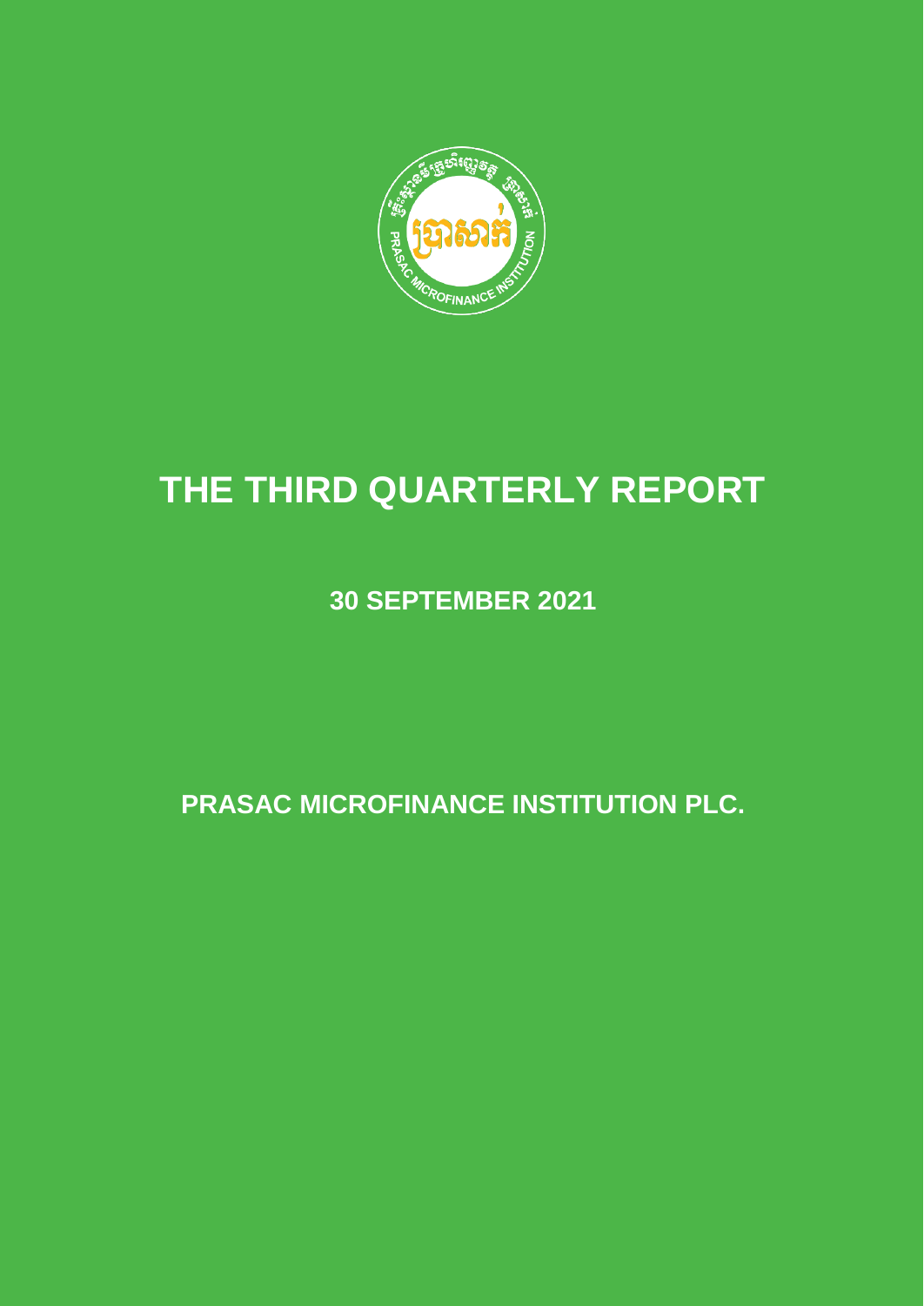# THE THIRD QUARTERLY REPORT

**30 SEPTEMBER 2021**

**PRASAC MICROFINANCE INSTITUTION PLC.**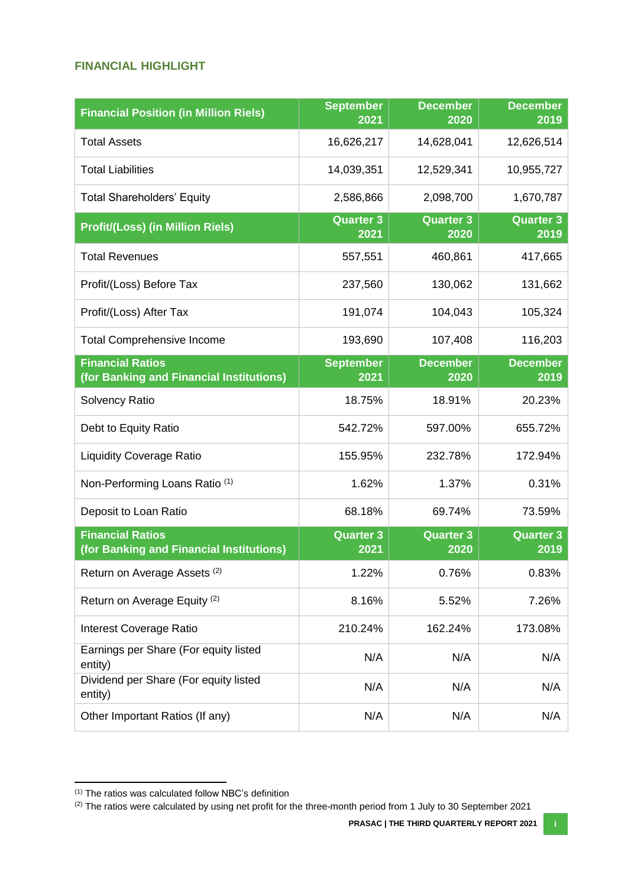## FINANCIAL HIGHLIGHT

| Financial Position (in Million Riels) | September 2021 | December 2020 | December 2019 |
|---|---|---|---|
| Total Assets | 16,626,217 | 14,628,041 | 12,626,514 |
| Total Liabilities | 14,039,351 | 12,529,341 | 10,955,727 |
| Total Shareholders' Equity | 2,586,866 | 2,098,700 | 1,670,787 |
| **Profit/(Loss) (in Million Riels)** | **Quarter 3 2021** | **Quarter 3 2020** | **Quarter 3 2019** |
| Total Revenues | 557,551 | 460,861 | 417,665 |
| Profit/(Loss) Before Tax | 237,560 | 130,062 | 131,662 |
| Profit/(Loss) After Tax | 191,074 | 104,043 | 105,324 |
| Total Comprehensive Income | 193,690 | 107,408 | 116,203 |
| **Financial Ratios (for Banking and Financial Institutions)** | **September 2021** | **December 2020** | **December 2019** |
| Solvency Ratio | 18.75% | 18.91% | 20.23% |
| Debt to Equity Ratio | 542.72% | 597.00% | 655.72% |
| Liquidity Coverage Ratio | 155.95% | 232.78% | 172.94% |
| Non-Performing Loans Ratio [1] | 1.62% | 1.37% | 0.31% |
| Deposit to Loan Ratio | 68.18% | 69.74% | 73.59% |
| **Financial Ratios (for Banking and Financial Institutions)** | **Quarter 3 2021** | **Quarter 3 2020** | **Quarter 3 2019** |
| Return on Average Assets [2] | 1.22% | 0.76% | 0.83% |
| Return on Average Equity [2] | 8.16% | 5.52% | 7.26% |
| Interest Coverage Ratio | 210.24% | 162.24% | 173.08% |
| Earnings per Share (For equity listed entity) | N/A | N/A | N/A |
| Dividend per Share (For equity listed entity) | N/A | N/A | N/A |
| Other Important Ratios (If any) | N/A | N/A | N/A |

[1] The ratios was calculated follow NBC's definition

[2] The ratios were calculated by using net profit for the three-month period from 1 July to 30 September 2021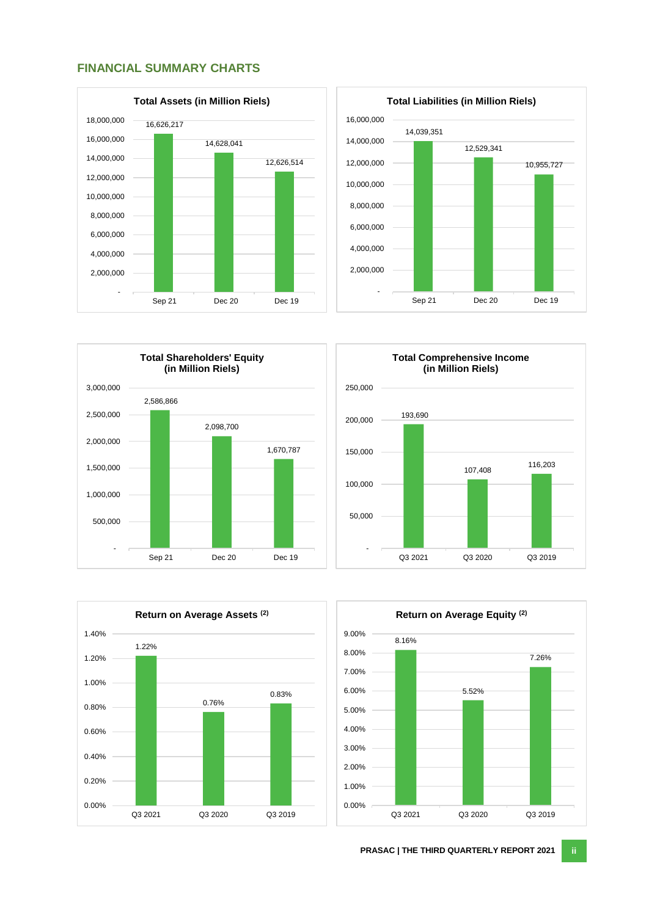## FINANCIAL SUMMARY CHARTS

**Total Assets (in Million Riels)**

| Period | Value |
|---|---|
| Sep 21 | 16,626,217 |
| Dec 20 | 14,628,041 |
| Dec 19 | 12,626,514 |

**Total Liabilities (in Million Riels)**

| Period | Value |
|---|---|
| Sep 21 | 14,039,351 |
| Dec 20 | 12,529,341 |
| Dec 19 | 10,955,727 |

**Total Shareholders' Equity (in Million Riels)**

| Period | Value |
|---|---|
| Sep 21 | 2,586,866 |
| Dec 20 | 2,098,700 |
| Dec 19 | 1,670,787 |

**Total Comprehensive Income (in Million Riels)**

| Period | Value |
|---|---|
| Q3 2021 | 193,690 |
| Q3 2020 | 107,408 |
| Q3 2019 | 116,203 |

**Return on Average Assets (2)**

| Period | Value |
|---|---|
| Q3 2021 | 1.22% |
| Q3 2020 | 0.76% |
| Q3 2019 | 0.83% |

**Return on Average Equity (2)**

| Period | Value |
|---|---|
| Q3 2021 | 8.16% |
| Q3 2020 | 5.52% |
| Q3 2019 | 7.26% |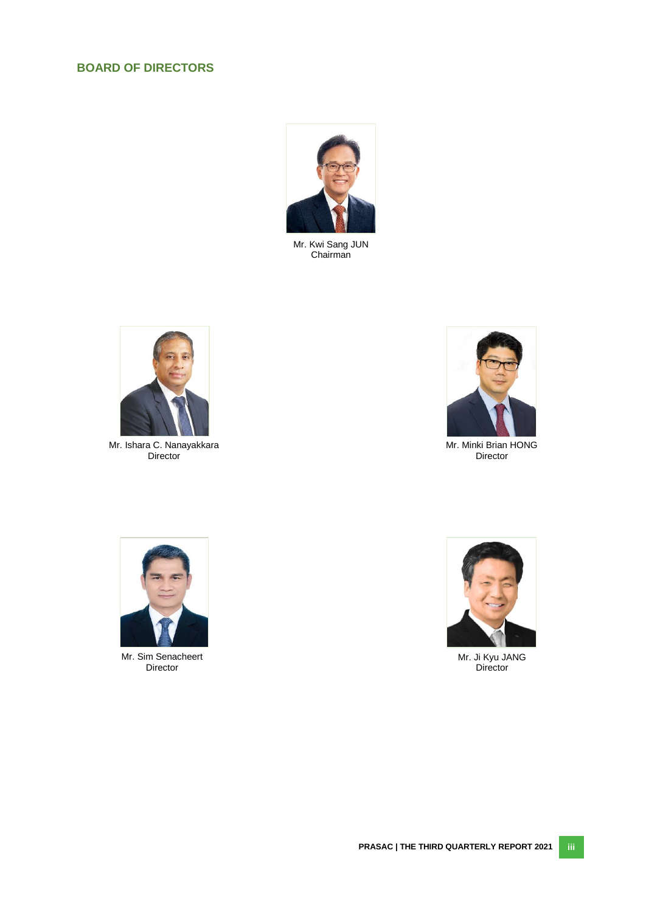## BOARD OF DIRECTORS

Mr. Kwi Sang JUN
Chairman

Mr. Ishara C. Nanayakkara
Director

Mr. Minki Brian HONG
Director

Mr. Sim Senacheert
Director

Mr. Ji Kyu JANG
Director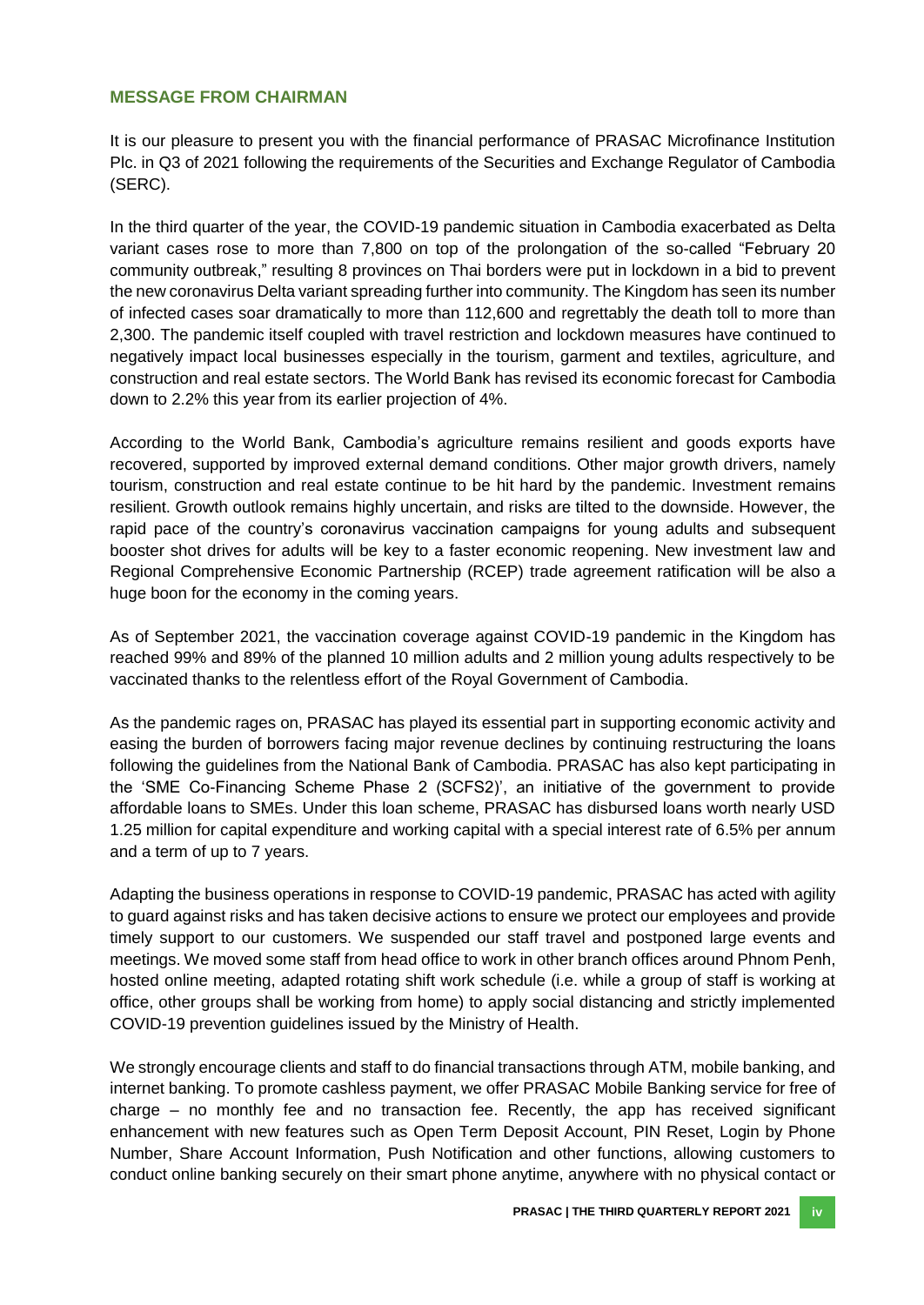## MESSAGE FROM CHAIRMAN

It is our pleasure to present you with the financial performance of PRASAC Microfinance Institution Plc. in Q3 of 2021 following the requirements of the Securities and Exchange Regulator of Cambodia (SERC).

In the third quarter of the year, the COVID-19 pandemic situation in Cambodia exacerbated as Delta variant cases rose to more than 7,800 on top of the prolongation of the so-called "February 20 community outbreak," resulting 8 provinces on Thai borders were put in lockdown in a bid to prevent the new coronavirus Delta variant spreading further into community. The Kingdom has seen its number of infected cases soar dramatically to more than 112,600 and regrettably the death toll to more than 2,300. The pandemic itself coupled with travel restriction and lockdown measures have continued to negatively impact local businesses especially in the tourism, garment and textiles, agriculture, and construction and real estate sectors. The World Bank has revised its economic forecast for Cambodia down to 2.2% this year from its earlier projection of 4%.

According to the World Bank, Cambodia's agriculture remains resilient and goods exports have recovered, supported by improved external demand conditions. Other major growth drivers, namely tourism, construction and real estate continue to be hit hard by the pandemic. Investment remains resilient. Growth outlook remains highly uncertain, and risks are tilted to the downside. However, the rapid pace of the country's coronavirus vaccination campaigns for young adults and subsequent booster shot drives for adults will be key to a faster economic reopening. New investment law and Regional Comprehensive Economic Partnership (RCEP) trade agreement ratification will be also a huge boon for the economy in the coming years.

As of September 2021, the vaccination coverage against COVID-19 pandemic in the Kingdom has reached 99% and 89% of the planned 10 million adults and 2 million young adults respectively to be vaccinated thanks to the relentless effort of the Royal Government of Cambodia.

As the pandemic rages on, PRASAC has played its essential part in supporting economic activity and easing the burden of borrowers facing major revenue declines by continuing restructuring the loans following the guidelines from the National Bank of Cambodia. PRASAC has also kept participating in the 'SME Co-Financing Scheme Phase 2 (SCFS2)', an initiative of the government to provide affordable loans to SMEs. Under this loan scheme, PRASAC has disbursed loans worth nearly USD 1.25 million for capital expenditure and working capital with a special interest rate of 6.5% per annum and a term of up to 7 years.

Adapting the business operations in response to COVID-19 pandemic, PRASAC has acted with agility to guard against risks and has taken decisive actions to ensure we protect our employees and provide timely support to our customers. We suspended our staff travel and postponed large events and meetings. We moved some staff from head office to work in other branch offices around Phnom Penh, hosted online meeting, adapted rotating shift work schedule (i.e. while a group of staff is working at office, other groups shall be working from home) to apply social distancing and strictly implemented COVID-19 prevention guidelines issued by the Ministry of Health.

We strongly encourage clients and staff to do financial transactions through ATM, mobile banking, and internet banking. To promote cashless payment, we offer PRASAC Mobile Banking service for free of charge – no monthly fee and no transaction fee. Recently, the app has received significant enhancement with new features such as Open Term Deposit Account, PIN Reset, Login by Phone Number, Share Account Information, Push Notification and other functions, allowing customers to conduct online banking securely on their smart phone anytime, anywhere with no physical contact or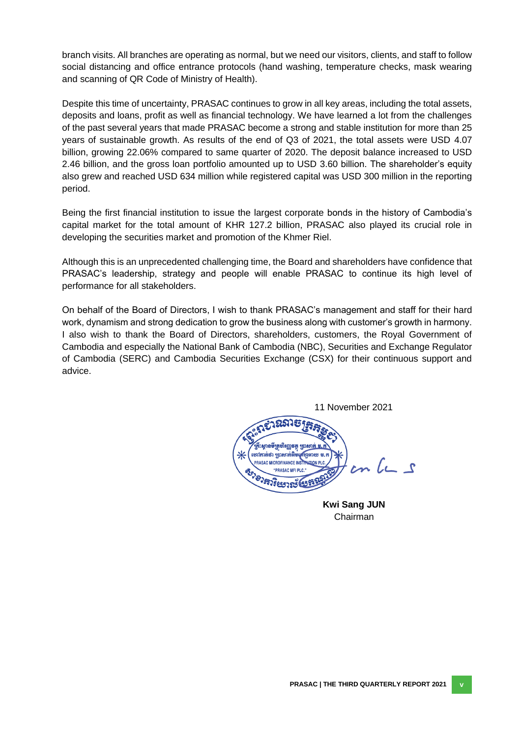branch visits. All branches are operating as normal, but we need our visitors, clients, and staff to follow social distancing and office entrance protocols (hand washing, temperature checks, mask wearing and scanning of QR Code of Ministry of Health).

Despite this time of uncertainty, PRASAC continues to grow in all key areas, including the total assets, deposits and loans, profit as well as financial technology. We have learned a lot from the challenges of the past several years that made PRASAC become a strong and stable institution for more than 25 years of sustainable growth. As results of the end of Q3 of 2021, the total assets were USD 4.07 billion, growing 22.06% compared to same quarter of 2020. The deposit balance increased to USD 2.46 billion, and the gross loan portfolio amounted up to USD 3.60 billion. The shareholder's equity also grew and reached USD 634 million while registered capital was USD 300 million in the reporting period.

Being the first financial institution to issue the largest corporate bonds in the history of Cambodia's capital market for the total amount of KHR 127.2 billion, PRASAC also played its crucial role in developing the securities market and promotion of the Khmer Riel.

Although this is an unprecedented challenging time, the Board and shareholders have confidence that PRASAC's leadership, strategy and people will enable PRASAC to continue its high level of performance for all stakeholders.

On behalf of the Board of Directors, I wish to thank PRASAC's management and staff for their hard work, dynamism and strong dedication to grow the business along with customer's growth in harmony. I also wish to thank the Board of Directors, shareholders, customers, the Royal Government of Cambodia and especially the National Bank of Cambodia (NBC), Securities and Exchange Regulator of Cambodia (SERC) and Cambodia Securities Exchange (CSX) for their continuous support and advice.

11 November 2021

**Kwi Sang JUN**
Chairman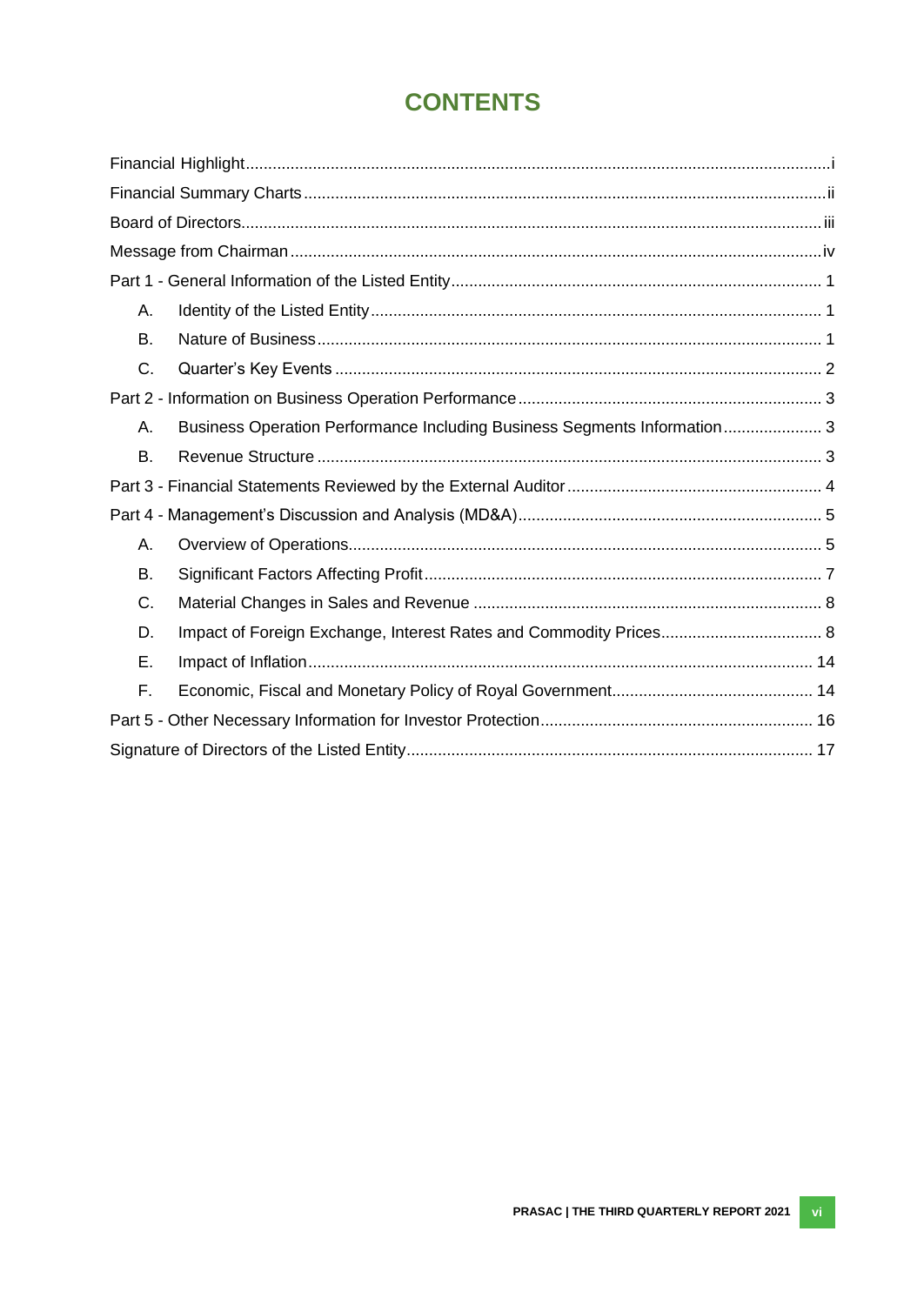# CONTENTS

| | |
|---|---|
| Financial Highlight | i |
| Financial Summary Charts | ii |
| Board of Directors | iii |
| Message from Chairman | iv |
| Part 1 - General Information of the Listed Entity | 1 |
| A. Identity of the Listed Entity | 1 |
| B. Nature of Business | 1 |
| C. Quarter's Key Events | 2 |
| Part 2 - Information on Business Operation Performance | 3 |
| A. Business Operation Performance Including Business Segments Information | 3 |
| B. Revenue Structure | 3 |
| Part 3 - Financial Statements Reviewed by the External Auditor | 4 |
| Part 4 - Management's Discussion and Analysis (MD&A) | 5 |
| A. Overview of Operations | 5 |
| B. Significant Factors Affecting Profit | 7 |
| C. Material Changes in Sales and Revenue | 8 |
| D. Impact of Foreign Exchange, Interest Rates and Commodity Prices | 8 |
| E. Impact of Inflation | 14 |
| F. Economic, Fiscal and Monetary Policy of Royal Government | 14 |
| Part 5 - Other Necessary Information for Investor Protection | 16 |
| Signature of Directors of the Listed Entity | 17 |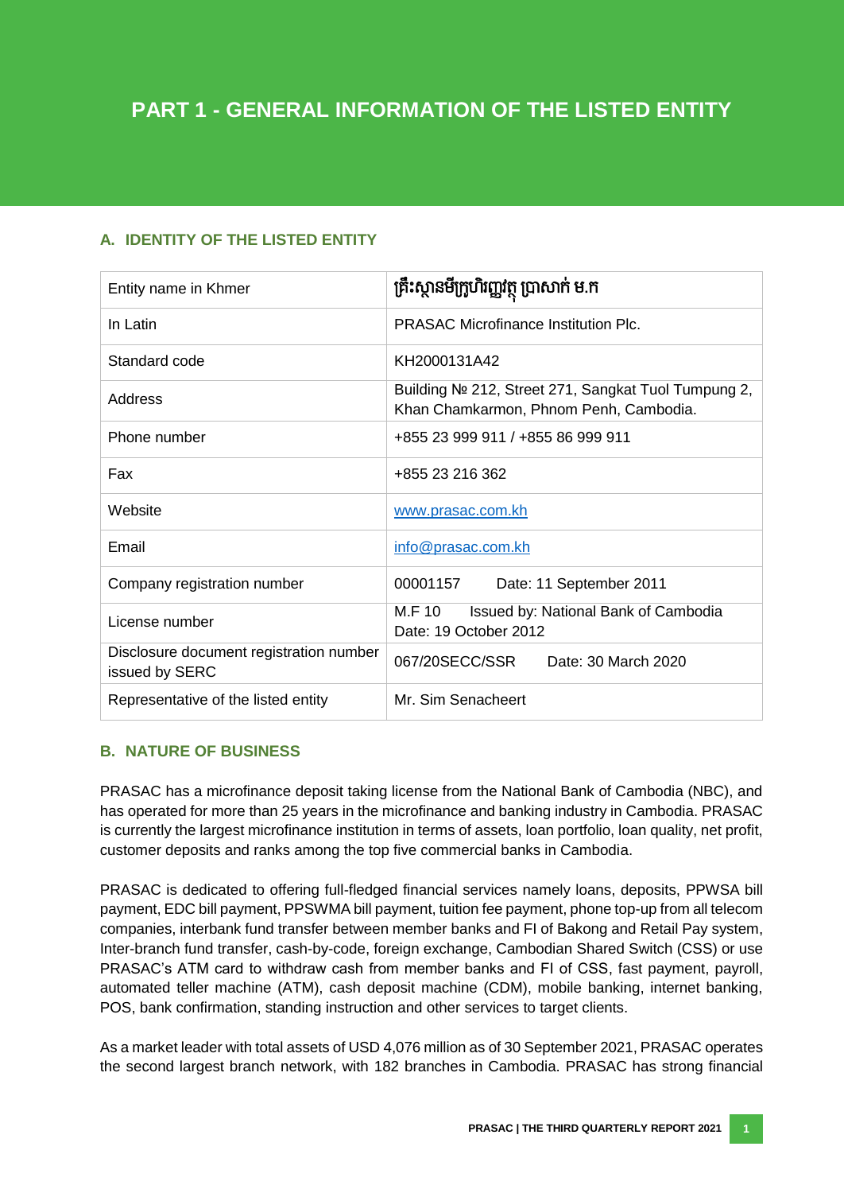# PART 1 - GENERAL INFORMATION OF THE LISTED ENTITY

## A. IDENTITY OF THE LISTED ENTITY

| | |
|---|---|
| Entity name in Khmer | គ្រឹះស្ថានមីក្រូហិរញ្ញវត្ថុ ប្រាសាក់ ម.ក |
| In Latin | PRASAC Microfinance Institution Plc. |
| Standard code | KH2000131A42 |
| Address | Building № 212, Street 271, Sangkat Tuol Tumpung 2, Khan Chamkarmon, Phnom Penh, Cambodia. |
| Phone number | +855 23 999 911 / +855 86 999 911 |
| Fax | +855 23 216 362 |
| Website | www.prasac.com.kh |
| Email | info@prasac.com.kh |
| Company registration number | 00001157 Date: 11 September 2011 |
| License number | M.F 10 Issued by: National Bank of Cambodia Date: 19 October 2012 |
| Disclosure document registration number issued by SERC | 067/20SECC/SSR Date: 30 March 2020 |
| Representative of the listed entity | Mr. Sim Senacheert |

## B. NATURE OF BUSINESS

PRASAC has a microfinance deposit taking license from the National Bank of Cambodia (NBC), and has operated for more than 25 years in the microfinance and banking industry in Cambodia. PRASAC is currently the largest microfinance institution in terms of assets, loan portfolio, loan quality, net profit, customer deposits and ranks among the top five commercial banks in Cambodia.

PRASAC is dedicated to offering full-fledged financial services namely loans, deposits, PPWSA bill payment, EDC bill payment, PPSWMA bill payment, tuition fee payment, phone top-up from all telecom companies, interbank fund transfer between member banks and FI of Bakong and Retail Pay system, Inter-branch fund transfer, cash-by-code, foreign exchange, Cambodian Shared Switch (CSS) or use PRASAC's ATM card to withdraw cash from member banks and FI of CSS, fast payment, payroll, automated teller machine (ATM), cash deposit machine (CDM), mobile banking, internet banking, POS, bank confirmation, standing instruction and other services to target clients.

As a market leader with total assets of USD 4,076 million as of 30 September 2021, PRASAC operates the second largest branch network, with 182 branches in Cambodia. PRASAC has strong financial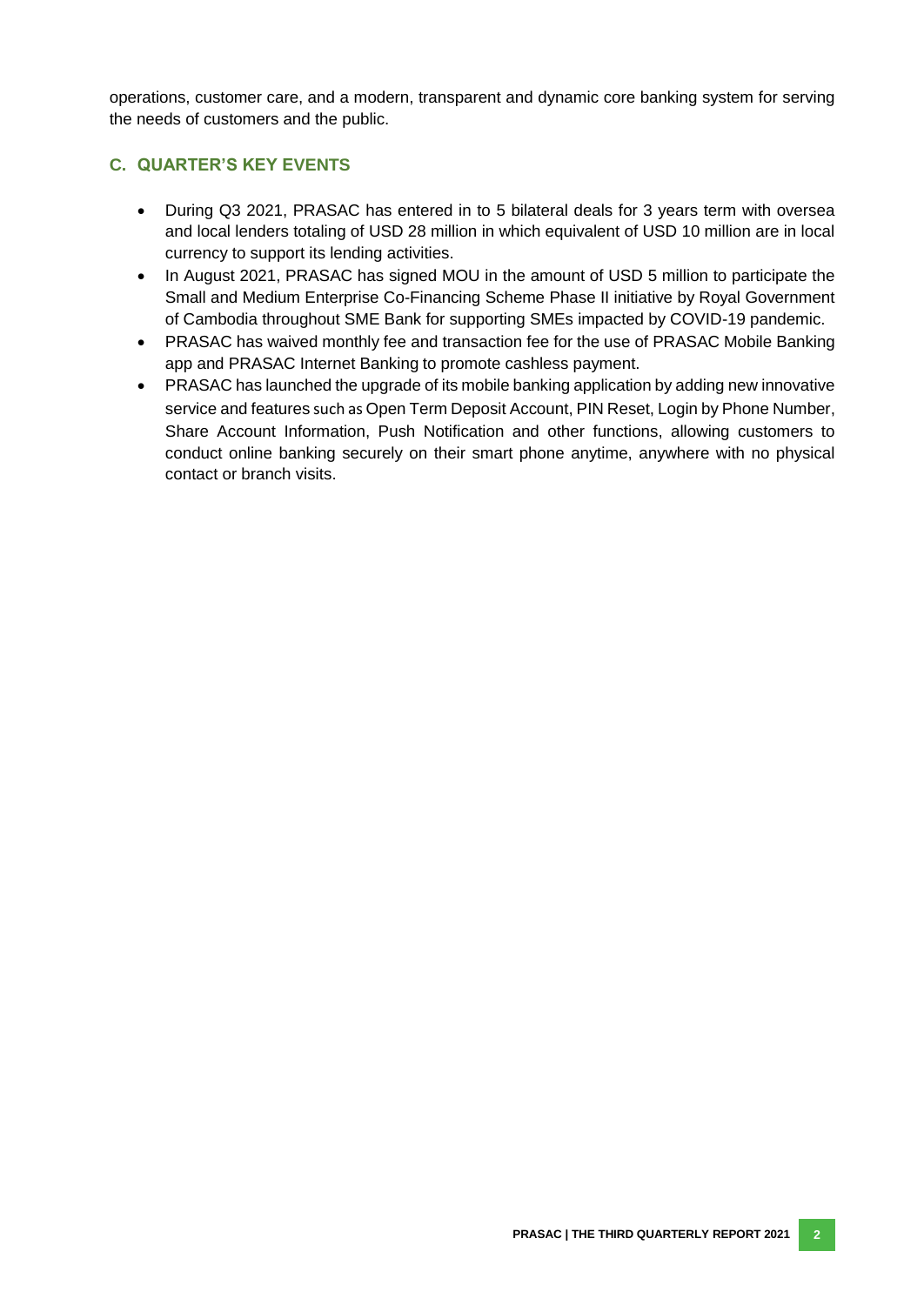operations, customer care, and a modern, transparent and dynamic core banking system for serving the needs of customers and the public.

## C. QUARTER'S KEY EVENTS

- During Q3 2021, PRASAC has entered in to 5 bilateral deals for 3 years term with oversea and local lenders totaling of USD 28 million in which equivalent of USD 10 million are in local currency to support its lending activities.
- In August 2021, PRASAC has signed MOU in the amount of USD 5 million to participate the Small and Medium Enterprise Co-Financing Scheme Phase II initiative by Royal Government of Cambodia throughout SME Bank for supporting SMEs impacted by COVID-19 pandemic.
- PRASAC has waived monthly fee and transaction fee for the use of PRASAC Mobile Banking app and PRASAC Internet Banking to promote cashless payment.
- PRASAC has launched the upgrade of its mobile banking application by adding new innovative service and features such as Open Term Deposit Account, PIN Reset, Login by Phone Number, Share Account Information, Push Notification and other functions, allowing customers to conduct online banking securely on their smart phone anytime, anywhere with no physical contact or branch visits.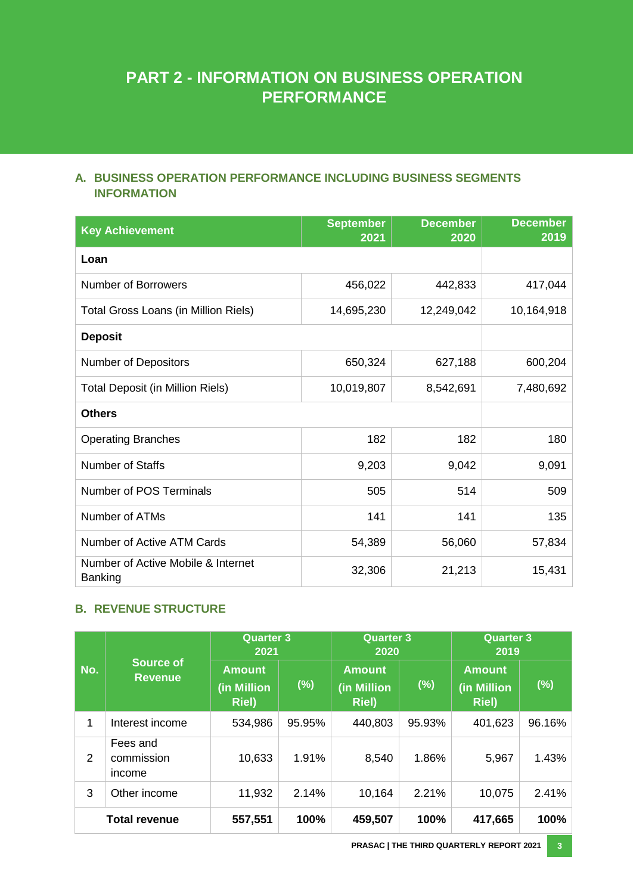# PART 2 - INFORMATION ON BUSINESS OPERATION PERFORMANCE

## A. BUSINESS OPERATION PERFORMANCE INCLUDING BUSINESS SEGMENTS INFORMATION

| Key Achievement | September 2021 | December 2020 | December 2019 |
|---|---|---|---|
| **Loan** | | | |
| Number of Borrowers | 456,022 | 442,833 | 417,044 |
| Total Gross Loans (in Million Riels) | 14,695,230 | 12,249,042 | 10,164,918 |
| **Deposit** | | | |
| Number of Depositors | 650,324 | 627,188 | 600,204 |
| Total Deposit (in Million Riels) | 10,019,807 | 8,542,691 | 7,480,692 |
| **Others** | | | |
| Operating Branches | 182 | 182 | 180 |
| Number of Staffs | 9,203 | 9,042 | 9,091 |
| Number of POS Terminals | 505 | 514 | 509 |
| Number of ATMs | 141 | 141 | 135 |
| Number of Active ATM Cards | 54,389 | 56,060 | 57,834 |
| Number of Active Mobile & Internet Banking | 32,306 | 21,213 | 15,431 |

## B. REVENUE STRUCTURE

| No. | Source of Revenue | Quarter 3 2021 | | Quarter 3 2020 | | Quarter 3 2019 | |
|---|---|---|---|---|---|---|---|
| | | Amount (in Million Riel) | (%) | Amount (in Million Riel) | (%) | Amount (in Million Riel) | (%) |
| 1 | Interest income | 534,986 | 95.95% | 440,803 | 95.93% | 401,623 | 96.16% |
| 2 | Fees and commission income | 10,633 | 1.91% | 8,540 | 1.86% | 5,967 | 1.43% |
| 3 | Other income | 11,932 | 2.14% | 10,164 | 2.21% | 10,075 | 2.41% |
| | **Total revenue** | **557,551** | **100%** | **459,507** | **100%** | **417,665** | **100%** |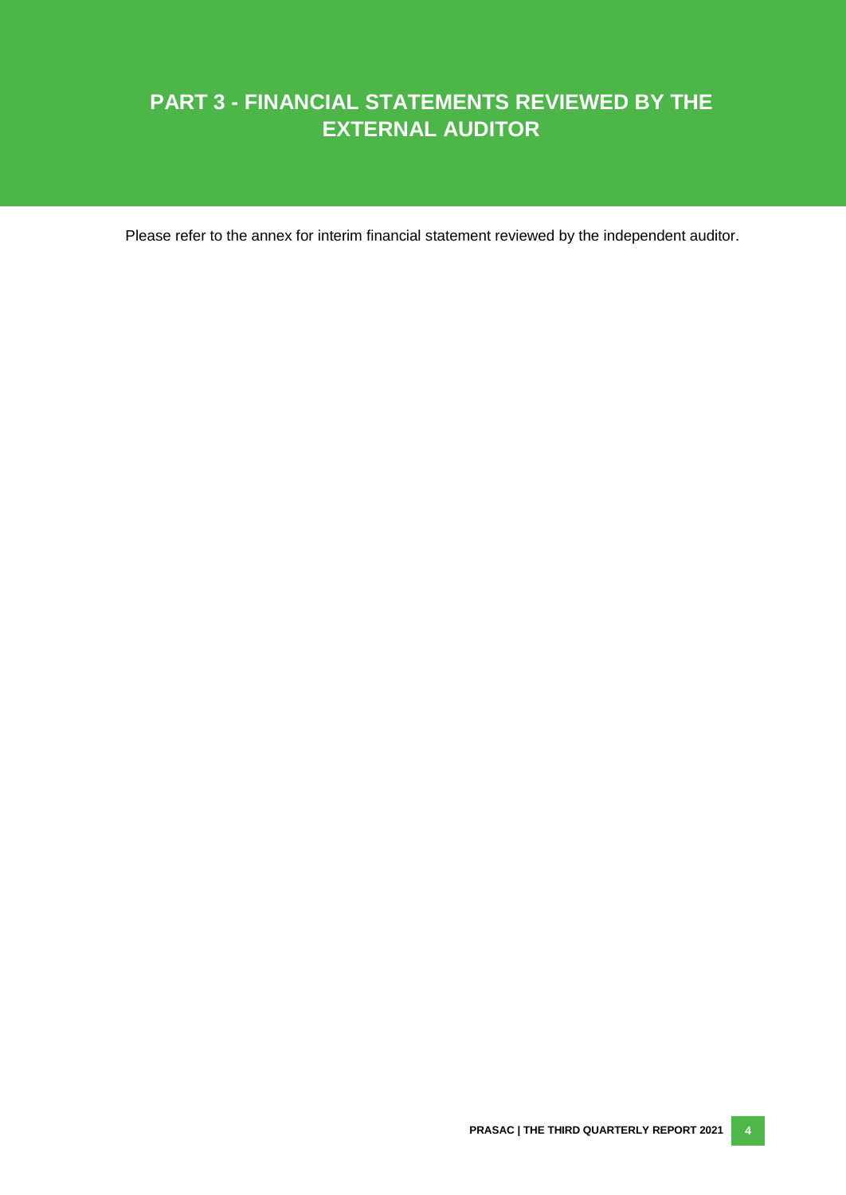# PART 3 - FINANCIAL STATEMENTS REVIEWED BY THE EXTERNAL AUDITOR

Please refer to the annex for interim financial statement reviewed by the independent auditor.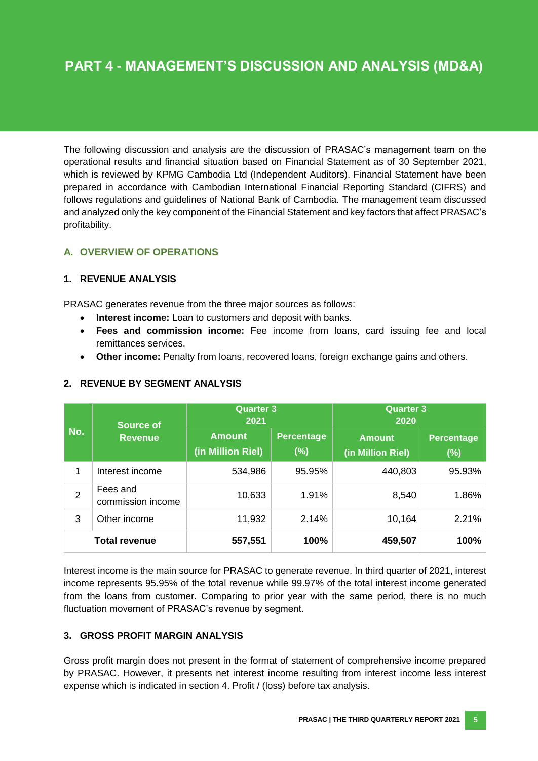# PART 4 - MANAGEMENT'S DISCUSSION AND ANALYSIS (MD&A)

The following discussion and analysis are the discussion of PRASAC's management team on the operational results and financial situation based on Financial Statement as of 30 September 2021, which is reviewed by KPMG Cambodia Ltd (Independent Auditors). Financial Statement have been prepared in accordance with Cambodian International Financial Reporting Standard (CIFRS) and follows regulations and guidelines of National Bank of Cambodia. The management team discussed and analyzed only the key component of the Financial Statement and key factors that affect PRASAC's profitability.

## A. OVERVIEW OF OPERATIONS

### 1. REVENUE ANALYSIS

PRASAC generates revenue from the three major sources as follows:

- **Interest income:** Loan to customers and deposit with banks.
- **Fees and commission income:** Fee income from loans, card issuing fee and local remittances services.
- **Other income:** Penalty from loans, recovered loans, foreign exchange gains and others.

### 2. REVENUE BY SEGMENT ANALYSIS

| No. | Source of Revenue | Quarter 3 2021 | | Quarter 3 2020 | |
|---|---|---|---|---|---|
| | | Amount (in Million Riel) | Percentage (%) | Amount (in Million Riel) | Percentage (%) |
| 1 | Interest income | 534,986 | 95.95% | 440,803 | 95.93% |
| 2 | Fees and commission income | 10,633 | 1.91% | 8,540 | 1.86% |
| 3 | Other income | 11,932 | 2.14% | 10,164 | 2.21% |
| | **Total revenue** | **557,551** | **100%** | **459,507** | **100%** |

Interest income is the main source for PRASAC to generate revenue. In third quarter of 2021, interest income represents 95.95% of the total revenue while 99.97% of the total interest income generated from the loans from customer. Comparing to prior year with the same period, there is no much fluctuation movement of PRASAC's revenue by segment.

### 3. GROSS PROFIT MARGIN ANALYSIS

Gross profit margin does not present in the format of statement of comprehensive income prepared by PRASAC. However, it presents net interest income resulting from interest income less interest expense which is indicated in section 4. Profit / (loss) before tax analysis.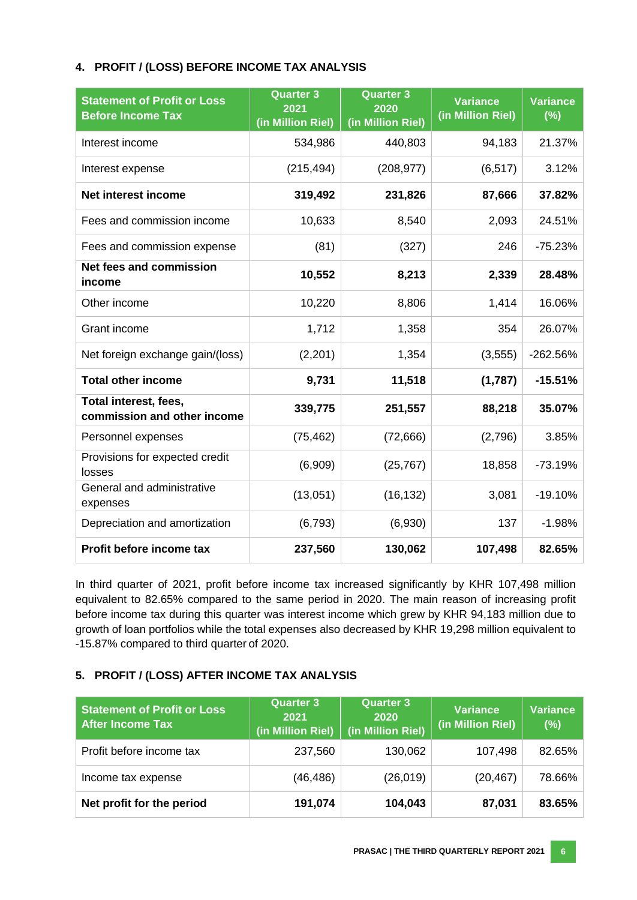## 4. PROFIT / (LOSS) BEFORE INCOME TAX ANALYSIS

| Statement of Profit or Loss Before Income Tax | Quarter 3 2021 (in Million Riel) | Quarter 3 2020 (in Million Riel) | Variance (in Million Riel) | Variance (%) |
|---|---|---|---|---|
| Interest income | 534,986 | 440,803 | 94,183 | 21.37% |
| Interest expense | (215,494) | (208,977) | (6,517) | 3.12% |
| **Net interest income** | **319,492** | **231,826** | **87,666** | **37.82%** |
| Fees and commission income | 10,633 | 8,540 | 2,093 | 24.51% |
| Fees and commission expense | (81) | (327) | 246 | -75.23% |
| **Net fees and commission income** | **10,552** | **8,213** | **2,339** | **28.48%** |
| Other income | 10,220 | 8,806 | 1,414 | 16.06% |
| Grant income | 1,712 | 1,358 | 354 | 26.07% |
| Net foreign exchange gain/(loss) | (2,201) | 1,354 | (3,555) | -262.56% |
| **Total other income** | **9,731** | **11,518** | **(1,787)** | **-15.51%** |
| **Total interest, fees, commission and other income** | **339,775** | **251,557** | **88,218** | **35.07%** |
| Personnel expenses | (75,462) | (72,666) | (2,796) | 3.85% |
| Provisions for expected credit losses | (6,909) | (25,767) | 18,858 | -73.19% |
| General and administrative expenses | (13,051) | (16,132) | 3,081 | -19.10% |
| Depreciation and amortization | (6,793) | (6,930) | 137 | -1.98% |
| **Profit before income tax** | **237,560** | **130,062** | **107,498** | **82.65%** |

In third quarter of 2021, profit before income tax increased significantly by KHR 107,498 million equivalent to 82.65% compared to the same period in 2020. The main reason of increasing profit before income tax during this quarter was interest income which grew by KHR 94,183 million due to growth of loan portfolios while the total expenses also decreased by KHR 19,298 million equivalent to -15.87% compared to third quarter of 2020.

## 5. PROFIT / (LOSS) AFTER INCOME TAX ANALYSIS

| Statement of Profit or Loss After Income Tax | Quarter 3 2021 (in Million Riel) | Quarter 3 2020 (in Million Riel) | Variance (in Million Riel) | Variance (%) |
|---|---|---|---|---|
| Profit before income tax | 237,560 | 130,062 | 107,498 | 82.65% |
| Income tax expense | (46,486) | (26,019) | (20,467) | 78.66% |
| **Net profit for the period** | **191,074** | **104,043** | **87,031** | **83.65%** |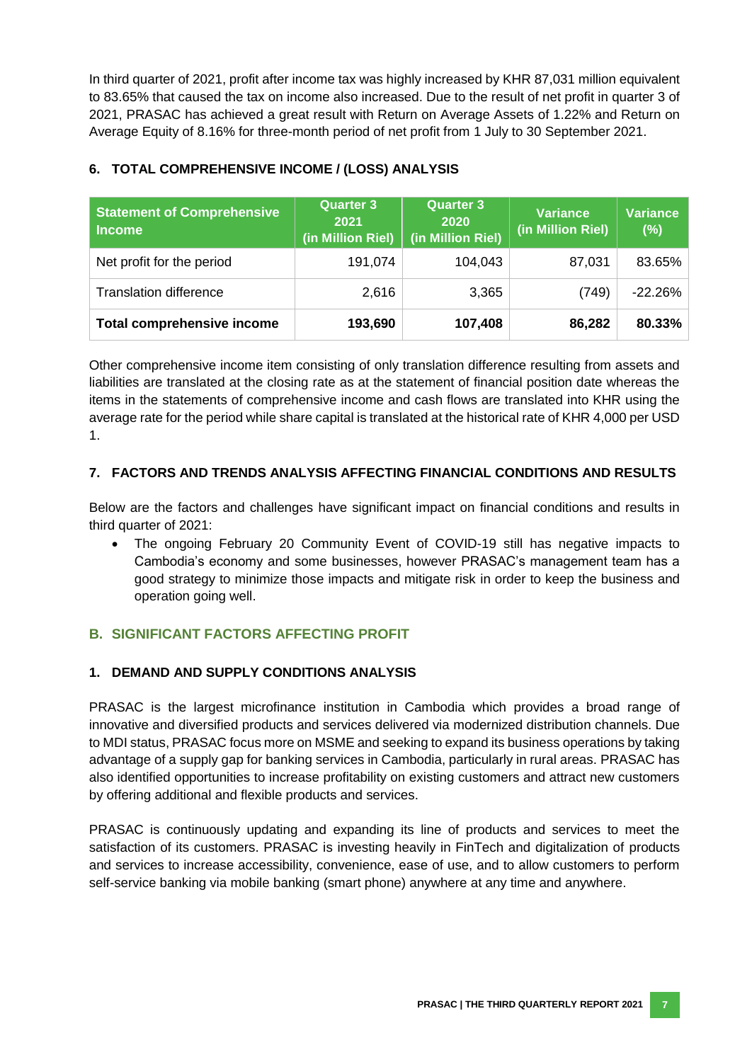In third quarter of 2021, profit after income tax was highly increased by KHR 87,031 million equivalent to 83.65% that caused the tax on income also increased. Due to the result of net profit in quarter 3 of 2021, PRASAC has achieved a great result with Return on Average Assets of 1.22% and Return on Average Equity of 8.16% for three-month period of net profit from 1 July to 30 September 2021.

### 6. TOTAL COMPREHENSIVE INCOME / (LOSS) ANALYSIS

| Statement of Comprehensive Income | Quarter 3 2021 (in Million Riel) | Quarter 3 2020 (in Million Riel) | Variance (in Million Riel) | Variance (%) |
|---|---|---|---|---|
| Net profit for the period | 191,074 | 104,043 | 87,031 | 83.65% |
| Translation difference | 2,616 | 3,365 | (749) | -22.26% |
| **Total comprehensive income** | **193,690** | **107,408** | **86,282** | **80.33%** |

Other comprehensive income item consisting of only translation difference resulting from assets and liabilities are translated at the closing rate as at the statement of financial position date whereas the items in the statements of comprehensive income and cash flows are translated into KHR using the average rate for the period while share capital is translated at the historical rate of KHR 4,000 per USD 1.

### 7. FACTORS AND TRENDS ANALYSIS AFFECTING FINANCIAL CONDITIONS AND RESULTS

Below are the factors and challenges have significant impact on financial conditions and results in third quarter of 2021:

- The ongoing February 20 Community Event of COVID-19 still has negative impacts to Cambodia's economy and some businesses, however PRASAC's management team has a good strategy to minimize those impacts and mitigate risk in order to keep the business and operation going well.

## B. SIGNIFICANT FACTORS AFFECTING PROFIT

### 1. DEMAND AND SUPPLY CONDITIONS ANALYSIS

PRASAC is the largest microfinance institution in Cambodia which provides a broad range of innovative and diversified products and services delivered via modernized distribution channels. Due to MDI status, PRASAC focus more on MSME and seeking to expand its business operations by taking advantage of a supply gap for banking services in Cambodia, particularly in rural areas. PRASAC has also identified opportunities to increase profitability on existing customers and attract new customers by offering additional and flexible products and services.

PRASAC is continuously updating and expanding its line of products and services to meet the satisfaction of its customers. PRASAC is investing heavily in FinTech and digitalization of products and services to increase accessibility, convenience, ease of use, and to allow customers to perform self-service banking via mobile banking (smart phone) anywhere at any time and anywhere.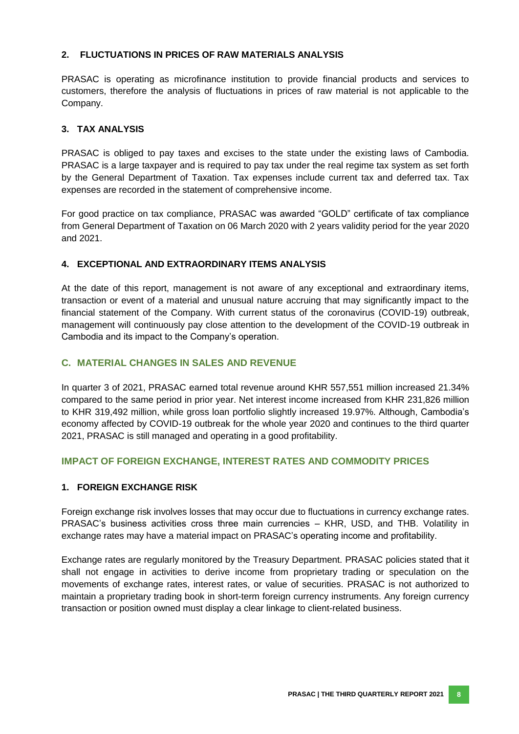### 2. FLUCTUATIONS IN PRICES OF RAW MATERIALS ANALYSIS

PRASAC is operating as microfinance institution to provide financial products and services to customers, therefore the analysis of fluctuations in prices of raw material is not applicable to the Company.

### 3. TAX ANALYSIS

PRASAC is obliged to pay taxes and excises to the state under the existing laws of Cambodia. PRASAC is a large taxpayer and is required to pay tax under the real regime tax system as set forth by the General Department of Taxation. Tax expenses include current tax and deferred tax. Tax expenses are recorded in the statement of comprehensive income.

For good practice on tax compliance, PRASAC was awarded "GOLD" certificate of tax compliance from General Department of Taxation on 06 March 2020 with 2 years validity period for the year 2020 and 2021.

### 4. EXCEPTIONAL AND EXTRAORDINARY ITEMS ANALYSIS

At the date of this report, management is not aware of any exceptional and extraordinary items, transaction or event of a material and unusual nature accruing that may significantly impact to the financial statement of the Company. With current status of the coronavirus (COVID-19) outbreak, management will continuously pay close attention to the development of the COVID-19 outbreak in Cambodia and its impact to the Company's operation.

## C. MATERIAL CHANGES IN SALES AND REVENUE

In quarter 3 of 2021, PRASAC earned total revenue around KHR 557,551 million increased 21.34% compared to the same period in prior year. Net interest income increased from KHR 231,826 million to KHR 319,492 million, while gross loan portfolio slightly increased 19.97%. Although, Cambodia's economy affected by COVID-19 outbreak for the whole year 2020 and continues to the third quarter 2021, PRASAC is still managed and operating in a good profitability.

## IMPACT OF FOREIGN EXCHANGE, INTEREST RATES AND COMMODITY PRICES

### 1. FOREIGN EXCHANGE RISK

Foreign exchange risk involves losses that may occur due to fluctuations in currency exchange rates. PRASAC's business activities cross three main currencies – KHR, USD, and THB. Volatility in exchange rates may have a material impact on PRASAC's operating income and profitability.

Exchange rates are regularly monitored by the Treasury Department. PRASAC policies stated that it shall not engage in activities to derive income from proprietary trading or speculation on the movements of exchange rates, interest rates, or value of securities. PRASAC is not authorized to maintain a proprietary trading book in short-term foreign currency instruments. Any foreign currency transaction or position owned must display a clear linkage to client-related business.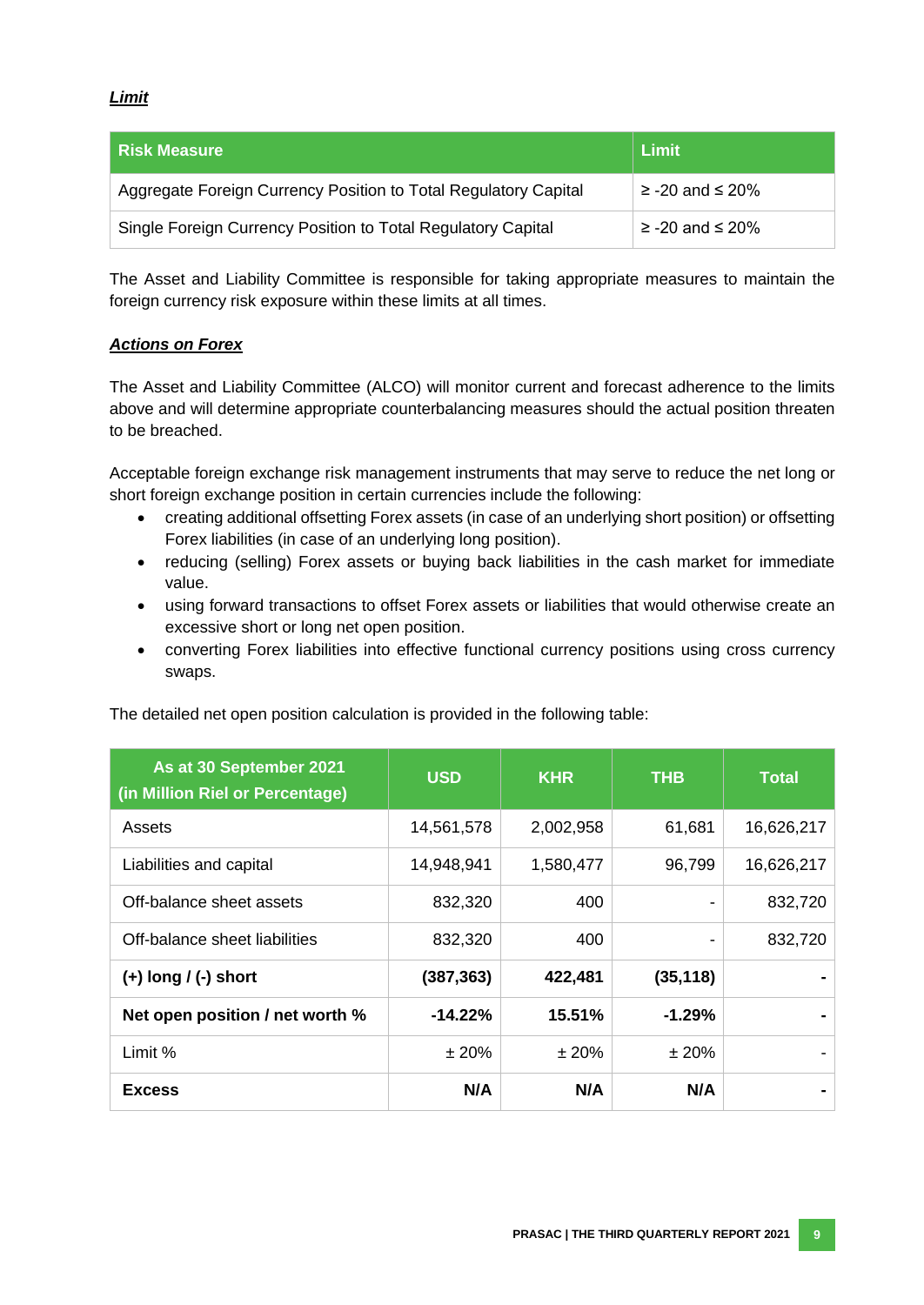***Limit***

| Risk Measure | Limit |
|---|---|
| Aggregate Foreign Currency Position to Total Regulatory Capital | ≥ -20 and ≤ 20% |
| Single Foreign Currency Position to Total Regulatory Capital | ≥ -20 and ≤ 20% |

The Asset and Liability Committee is responsible for taking appropriate measures to maintain the foreign currency risk exposure within these limits at all times.

***Actions on Forex***

The Asset and Liability Committee (ALCO) will monitor current and forecast adherence to the limits above and will determine appropriate counterbalancing measures should the actual position threaten to be breached.

Acceptable foreign exchange risk management instruments that may serve to reduce the net long or short foreign exchange position in certain currencies include the following:

- creating additional offsetting Forex assets (in case of an underlying short position) or offsetting Forex liabilities (in case of an underlying long position).
- reducing (selling) Forex assets or buying back liabilities in the cash market for immediate value.
- using forward transactions to offset Forex assets or liabilities that would otherwise create an excessive short or long net open position.
- converting Forex liabilities into effective functional currency positions using cross currency swaps.

The detailed net open position calculation is provided in the following table:

| As at 30 September 2021 (in Million Riel or Percentage) | USD | KHR | THB | Total |
|---|---|---|---|---|
| Assets | 14,561,578 | 2,002,958 | 61,681 | 16,626,217 |
| Liabilities and capital | 14,948,941 | 1,580,477 | 96,799 | 16,626,217 |
| Off-balance sheet assets | 832,320 | 400 | - | 832,720 |
| Off-balance sheet liabilities | 832,320 | 400 | - | 832,720 |
| **(+) long / (-) short** | **(387,363)** | **422,481** | **(35,118)** | **-** |
| **Net open position / net worth %** | **-14.22%** | **15.51%** | **-1.29%** | **-** |
| Limit % | ± 20% | ± 20% | ± 20% | - |
| **Excess** | **N/A** | **N/A** | **N/A** | **-** |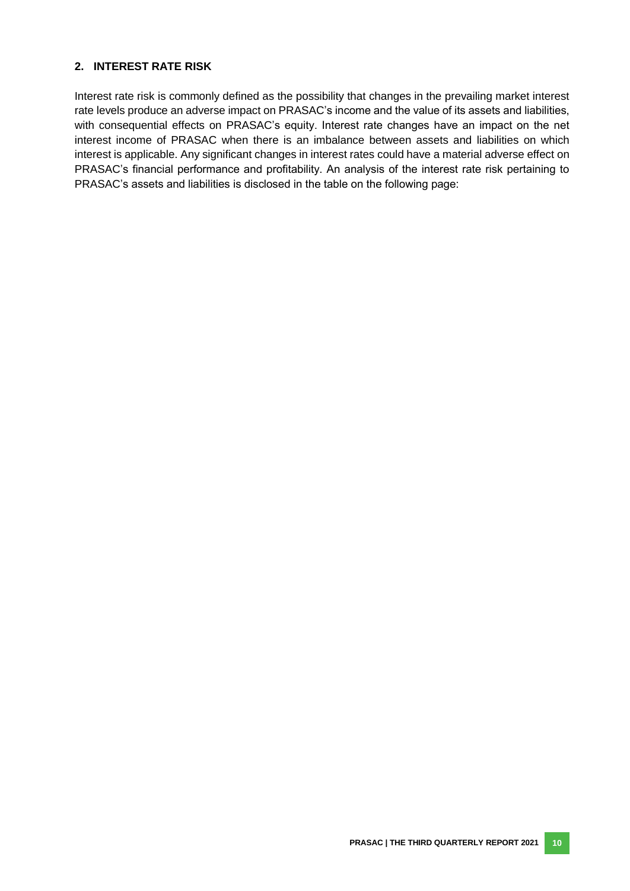## 2. INTEREST RATE RISK

Interest rate risk is commonly defined as the possibility that changes in the prevailing market interest rate levels produce an adverse impact on PRASAC's income and the value of its assets and liabilities, with consequential effects on PRASAC's equity. Interest rate changes have an impact on the net interest income of PRASAC when there is an imbalance between assets and liabilities on which interest is applicable. Any significant changes in interest rates could have a material adverse effect on PRASAC's financial performance and profitability. An analysis of the interest rate risk pertaining to PRASAC's assets and liabilities is disclosed in the table on the following page: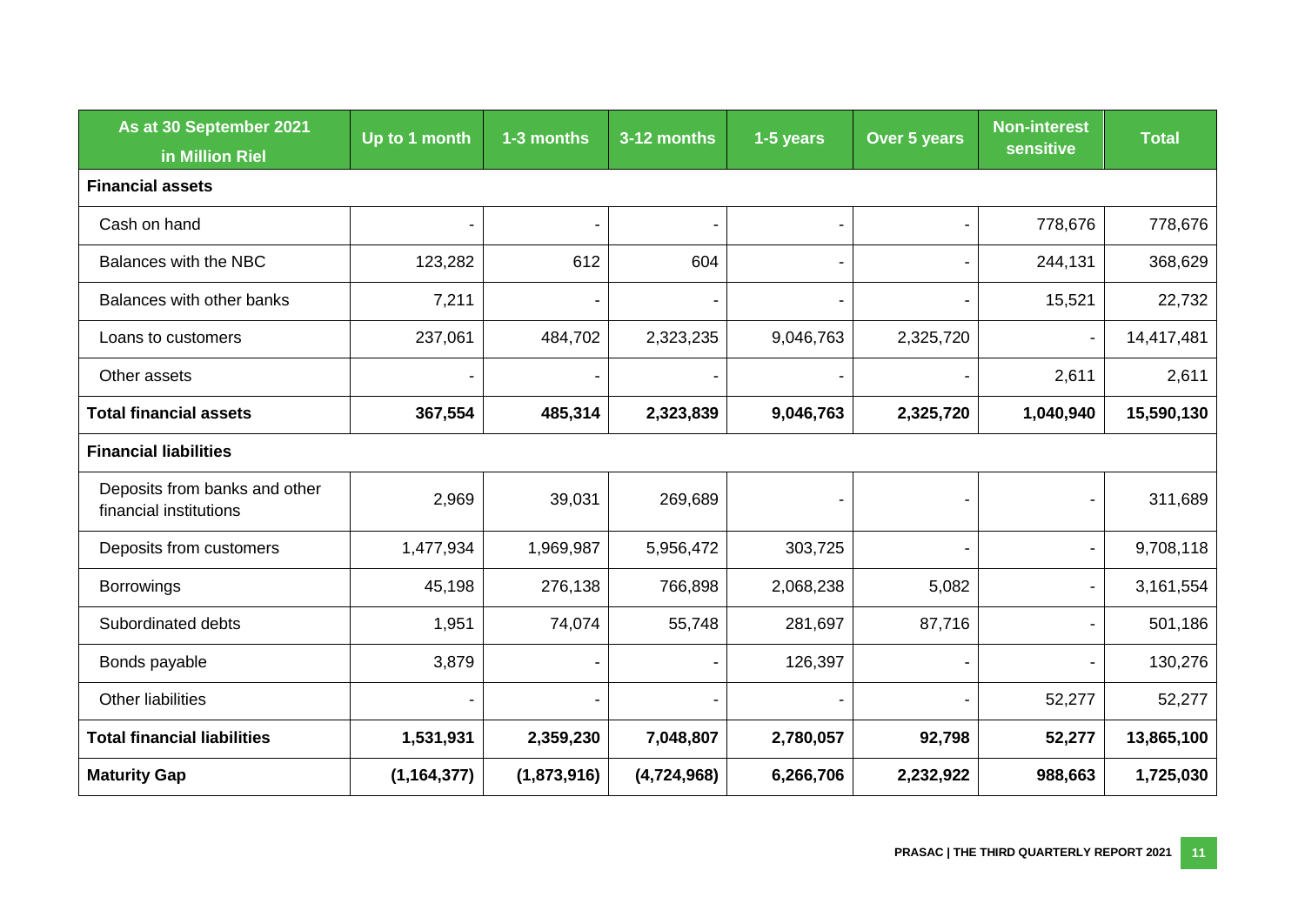| As at 30 September 2021 in Million Riel | Up to 1 month | 1-3 months | 3-12 months | 1-5 years | Over 5 years | Non-interest sensitive | Total |
|---|---|---|---|---|---|---|---|
| **Financial assets** | | | | | | | |
| Cash on hand | - | - | - | - | - | 778,676 | 778,676 |
| Balances with the NBC | 123,282 | 612 | 604 | - | - | 244,131 | 368,629 |
| Balances with other banks | 7,211 | - | - | - | - | 15,521 | 22,732 |
| Loans to customers | 237,061 | 484,702 | 2,323,235 | 9,046,763 | 2,325,720 | - | 14,417,481 |
| Other assets | - | - | - | - | - | 2,611 | 2,611 |
| **Total financial assets** | **367,554** | **485,314** | **2,323,839** | **9,046,763** | **2,325,720** | **1,040,940** | **15,590,130** |
| **Financial liabilities** | | | | | | | |
| Deposits from banks and other financial institutions | 2,969 | 39,031 | 269,689 | - | - | - | 311,689 |
| Deposits from customers | 1,477,934 | 1,969,987 | 5,956,472 | 303,725 | - | - | 9,708,118 |
| Borrowings | 45,198 | 276,138 | 766,898 | 2,068,238 | 5,082 | - | 3,161,554 |
| Subordinated debts | 1,951 | 74,074 | 55,748 | 281,697 | 87,716 | - | 501,186 |
| Bonds payable | 3,879 | - | - | 126,397 | - | - | 130,276 |
| Other liabilities | - | - | - | - | - | 52,277 | 52,277 |
| **Total financial liabilities** | **1,531,931** | **2,359,230** | **7,048,807** | **2,780,057** | **92,798** | **52,277** | **13,865,100** |
| **Maturity Gap** | **(1,164,377)** | **(1,873,916)** | **(4,724,968)** | **6,266,706** | **2,232,922** | **988,663** | **1,725,030** |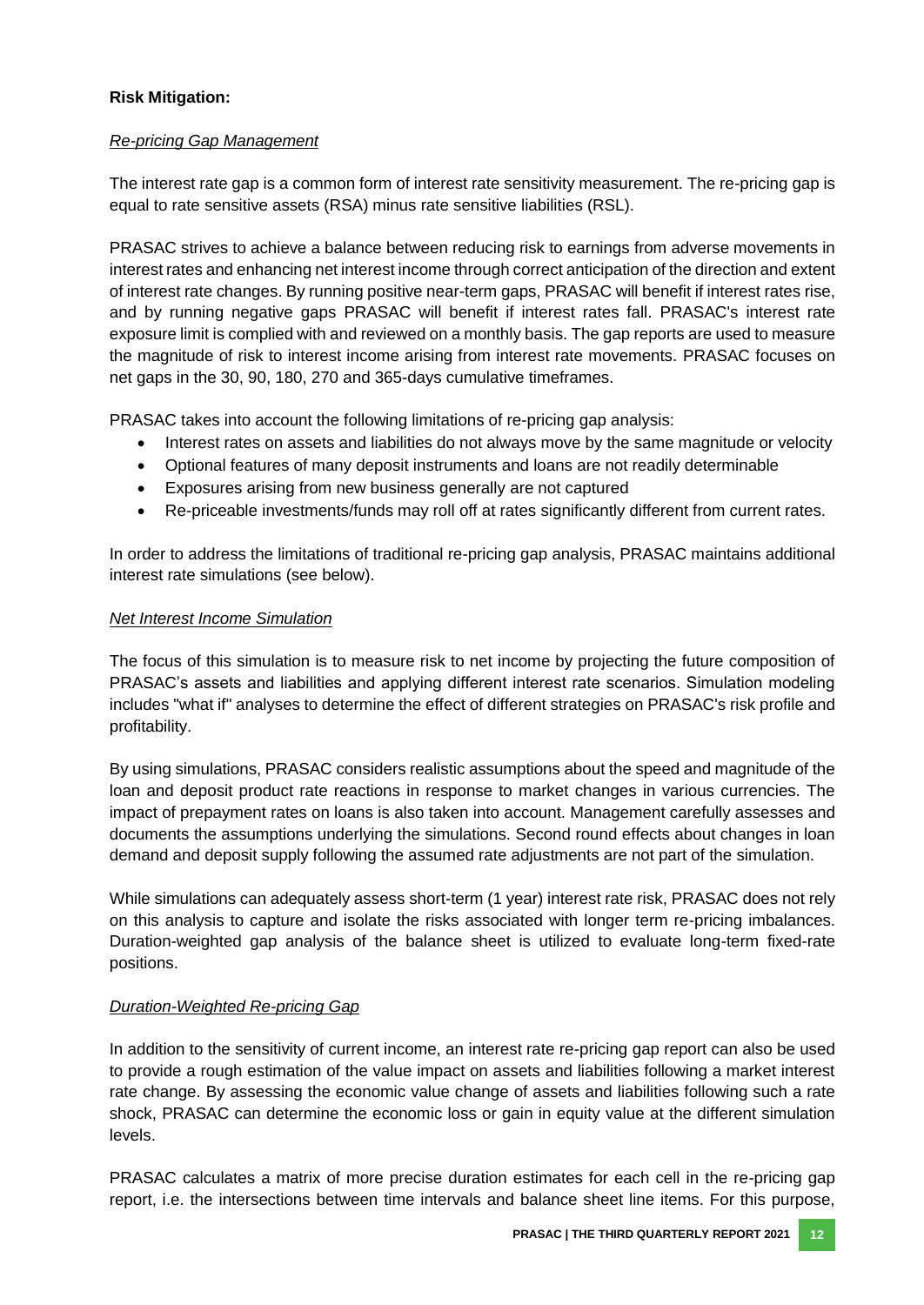**Risk Mitigation:**

*Re-pricing Gap Management*

The interest rate gap is a common form of interest rate sensitivity measurement. The re-pricing gap is equal to rate sensitive assets (RSA) minus rate sensitive liabilities (RSL).

PRASAC strives to achieve a balance between reducing risk to earnings from adverse movements in interest rates and enhancing net interest income through correct anticipation of the direction and extent of interest rate changes. By running positive near-term gaps, PRASAC will benefit if interest rates rise, and by running negative gaps PRASAC will benefit if interest rates fall. PRASAC's interest rate exposure limit is complied with and reviewed on a monthly basis. The gap reports are used to measure the magnitude of risk to interest income arising from interest rate movements. PRASAC focuses on net gaps in the 30, 90, 180, 270 and 365-days cumulative timeframes.

PRASAC takes into account the following limitations of re-pricing gap analysis:

- Interest rates on assets and liabilities do not always move by the same magnitude or velocity
- Optional features of many deposit instruments and loans are not readily determinable
- Exposures arising from new business generally are not captured
- Re-priceable investments/funds may roll off at rates significantly different from current rates.

In order to address the limitations of traditional re-pricing gap analysis, PRASAC maintains additional interest rate simulations (see below).

*Net Interest Income Simulation*

The focus of this simulation is to measure risk to net income by projecting the future composition of PRASAC's assets and liabilities and applying different interest rate scenarios. Simulation modeling includes "what if" analyses to determine the effect of different strategies on PRASAC's risk profile and profitability.

By using simulations, PRASAC considers realistic assumptions about the speed and magnitude of the loan and deposit product rate reactions in response to market changes in various currencies. The impact of prepayment rates on loans is also taken into account. Management carefully assesses and documents the assumptions underlying the simulations. Second round effects about changes in loan demand and deposit supply following the assumed rate adjustments are not part of the simulation.

While simulations can adequately assess short-term (1 year) interest rate risk, PRASAC does not rely on this analysis to capture and isolate the risks associated with longer term re-pricing imbalances. Duration-weighted gap analysis of the balance sheet is utilized to evaluate long-term fixed-rate positions.

*Duration-Weighted Re-pricing Gap*

In addition to the sensitivity of current income, an interest rate re-pricing gap report can also be used to provide a rough estimation of the value impact on assets and liabilities following a market interest rate change. By assessing the economic value change of assets and liabilities following such a rate shock, PRASAC can determine the economic loss or gain in equity value at the different simulation levels.

PRASAC calculates a matrix of more precise duration estimates for each cell in the re-pricing gap report, i.e. the intersections between time intervals and balance sheet line items. For this purpose,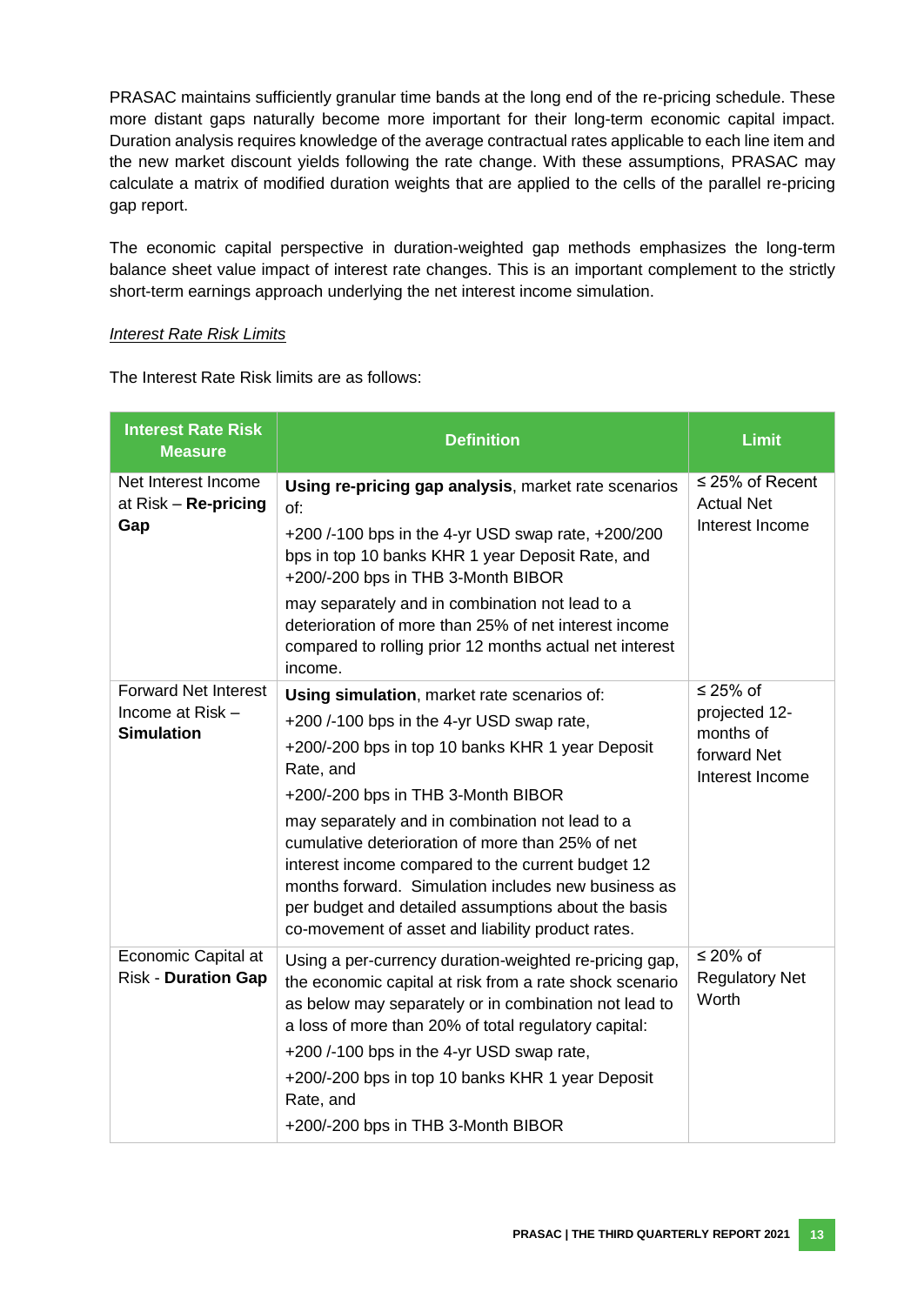PRASAC maintains sufficiently granular time bands at the long end of the re-pricing schedule. These more distant gaps naturally become more important for their long-term economic capital impact. Duration analysis requires knowledge of the average contractual rates applicable to each line item and the new market discount yields following the rate change. With these assumptions, PRASAC may calculate a matrix of modified duration weights that are applied to the cells of the parallel re-pricing gap report.

The economic capital perspective in duration-weighted gap methods emphasizes the long-term balance sheet value impact of interest rate changes. This is an important complement to the strictly short-term earnings approach underlying the net interest income simulation.

*Interest Rate Risk Limits*

The Interest Rate Risk limits are as follows:

| Interest Rate Risk Measure | Definition | Limit |
|---|---|---|
| Net Interest Income at Risk – **Re-pricing Gap** | **Using re-pricing gap analysis**, market rate scenarios of:<br>+200 /-100 bps in the 4-yr USD swap rate, +200/200 bps in top 10 banks KHR 1 year Deposit Rate, and +200/-200 bps in THB 3-Month BIBOR<br>may separately and in combination not lead to a deterioration of more than 25% of net interest income compared to rolling prior 12 months actual net interest income. | ≤ 25% of Recent Actual Net Interest Income |
| Forward Net Interest Income at Risk – **Simulation** | **Using simulation**, market rate scenarios of:<br>+200 /-100 bps in the 4-yr USD swap rate,<br>+200/-200 bps in top 10 banks KHR 1 year Deposit Rate, and<br>+200/-200 bps in THB 3-Month BIBOR<br>may separately and in combination not lead to a cumulative deterioration of more than 25% of net interest income compared to the current budget 12 months forward. Simulation includes new business as per budget and detailed assumptions about the basis co-movement of asset and liability product rates. | ≤ 25% of projected 12-months of forward Net Interest Income |
| Economic Capital at Risk - **Duration Gap** | Using a per-currency duration-weighted re-pricing gap, the economic capital at risk from a rate shock scenario as below may separately or in combination not lead to a loss of more than 20% of total regulatory capital:<br>+200 /-100 bps in the 4-yr USD swap rate,<br>+200/-200 bps in top 10 banks KHR 1 year Deposit Rate, and<br>+200/-200 bps in THB 3-Month BIBOR | ≤ 20% of Regulatory Net Worth |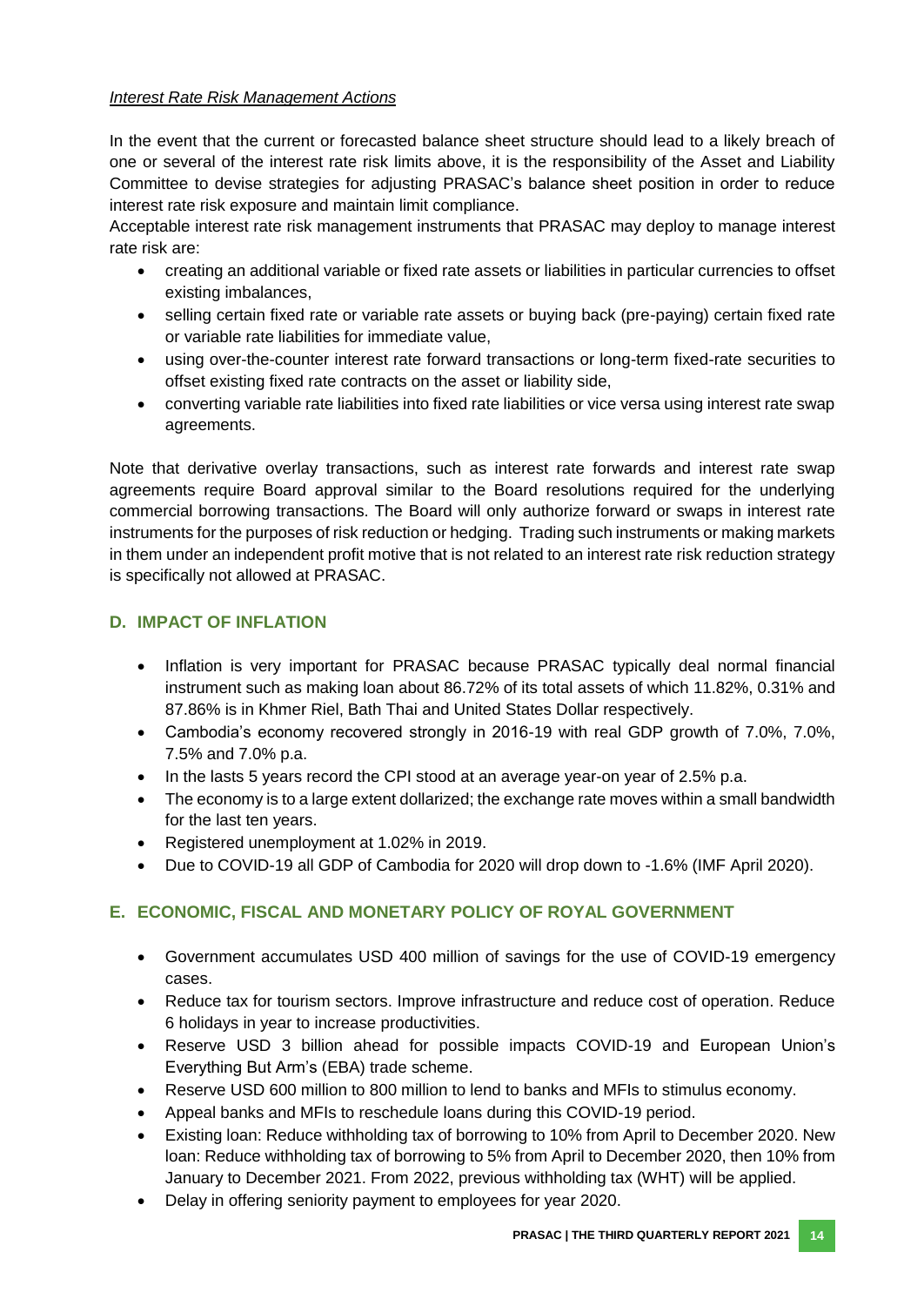*Interest Rate Risk Management Actions*

In the event that the current or forecasted balance sheet structure should lead to a likely breach of one or several of the interest rate risk limits above, it is the responsibility of the Asset and Liability Committee to devise strategies for adjusting PRASAC's balance sheet position in order to reduce interest rate risk exposure and maintain limit compliance.

Acceptable interest rate risk management instruments that PRASAC may deploy to manage interest rate risk are:

- creating an additional variable or fixed rate assets or liabilities in particular currencies to offset existing imbalances,
- selling certain fixed rate or variable rate assets or buying back (pre-paying) certain fixed rate or variable rate liabilities for immediate value,
- using over-the-counter interest rate forward transactions or long-term fixed-rate securities to offset existing fixed rate contracts on the asset or liability side,
- converting variable rate liabilities into fixed rate liabilities or vice versa using interest rate swap agreements.

Note that derivative overlay transactions, such as interest rate forwards and interest rate swap agreements require Board approval similar to the Board resolutions required for the underlying commercial borrowing transactions. The Board will only authorize forward or swaps in interest rate instruments for the purposes of risk reduction or hedging. Trading such instruments or making markets in them under an independent profit motive that is not related to an interest rate risk reduction strategy is specifically not allowed at PRASAC.

## D. IMPACT OF INFLATION

- Inflation is very important for PRASAC because PRASAC typically deal normal financial instrument such as making loan about 86.72% of its total assets of which 11.82%, 0.31% and 87.86% is in Khmer Riel, Bath Thai and United States Dollar respectively.
- Cambodia's economy recovered strongly in 2016-19 with real GDP growth of 7.0%, 7.0%, 7.5% and 7.0% p.a.
- In the lasts 5 years record the CPI stood at an average year-on year of 2.5% p.a.
- The economy is to a large extent dollarized; the exchange rate moves within a small bandwidth for the last ten years.
- Registered unemployment at 1.02% in 2019.
- Due to COVID-19 all GDP of Cambodia for 2020 will drop down to -1.6% (IMF April 2020).

## E. ECONOMIC, FISCAL AND MONETARY POLICY OF ROYAL GOVERNMENT

- Government accumulates USD 400 million of savings for the use of COVID-19 emergency cases.
- Reduce tax for tourism sectors. Improve infrastructure and reduce cost of operation. Reduce 6 holidays in year to increase productivities.
- Reserve USD 3 billion ahead for possible impacts COVID-19 and European Union's Everything But Arm's (EBA) trade scheme.
- Reserve USD 600 million to 800 million to lend to banks and MFIs to stimulus economy.
- Appeal banks and MFIs to reschedule loans during this COVID-19 period.
- Existing loan: Reduce withholding tax of borrowing to 10% from April to December 2020. New loan: Reduce withholding tax of borrowing to 5% from April to December 2020, then 10% from January to December 2021. From 2022, previous withholding tax (WHT) will be applied.
- Delay in offering seniority payment to employees for year 2020.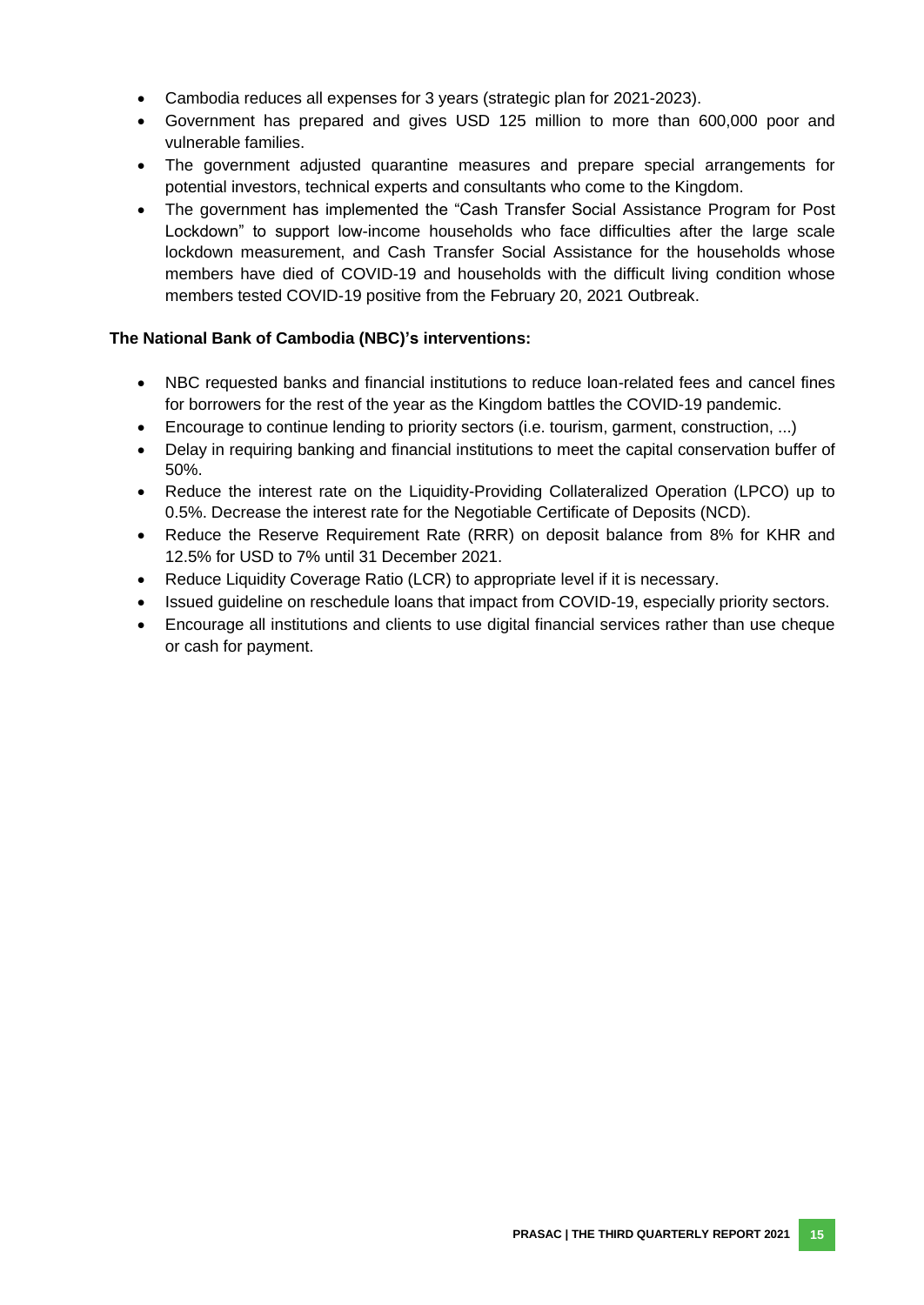- Cambodia reduces all expenses for 3 years (strategic plan for 2021-2023).
- Government has prepared and gives USD 125 million to more than 600,000 poor and vulnerable families.
- The government adjusted quarantine measures and prepare special arrangements for potential investors, technical experts and consultants who come to the Kingdom.
- The government has implemented the "Cash Transfer Social Assistance Program for Post Lockdown" to support low-income households who face difficulties after the large scale lockdown measurement, and Cash Transfer Social Assistance for the households whose members have died of COVID-19 and households with the difficult living condition whose members tested COVID-19 positive from the February 20, 2021 Outbreak.

**The National Bank of Cambodia (NBC)'s interventions:**

- NBC requested banks and financial institutions to reduce loan-related fees and cancel fines for borrowers for the rest of the year as the Kingdom battles the COVID-19 pandemic.
- Encourage to continue lending to priority sectors (i.e. tourism, garment, construction, ...)
- Delay in requiring banking and financial institutions to meet the capital conservation buffer of 50%.
- Reduce the interest rate on the Liquidity-Providing Collateralized Operation (LPCO) up to 0.5%. Decrease the interest rate for the Negotiable Certificate of Deposits (NCD).
- Reduce the Reserve Requirement Rate (RRR) on deposit balance from 8% for KHR and 12.5% for USD to 7% until 31 December 2021.
- Reduce Liquidity Coverage Ratio (LCR) to appropriate level if it is necessary.
- Issued guideline on reschedule loans that impact from COVID-19, especially priority sectors.
- Encourage all institutions and clients to use digital financial services rather than use cheque or cash for payment.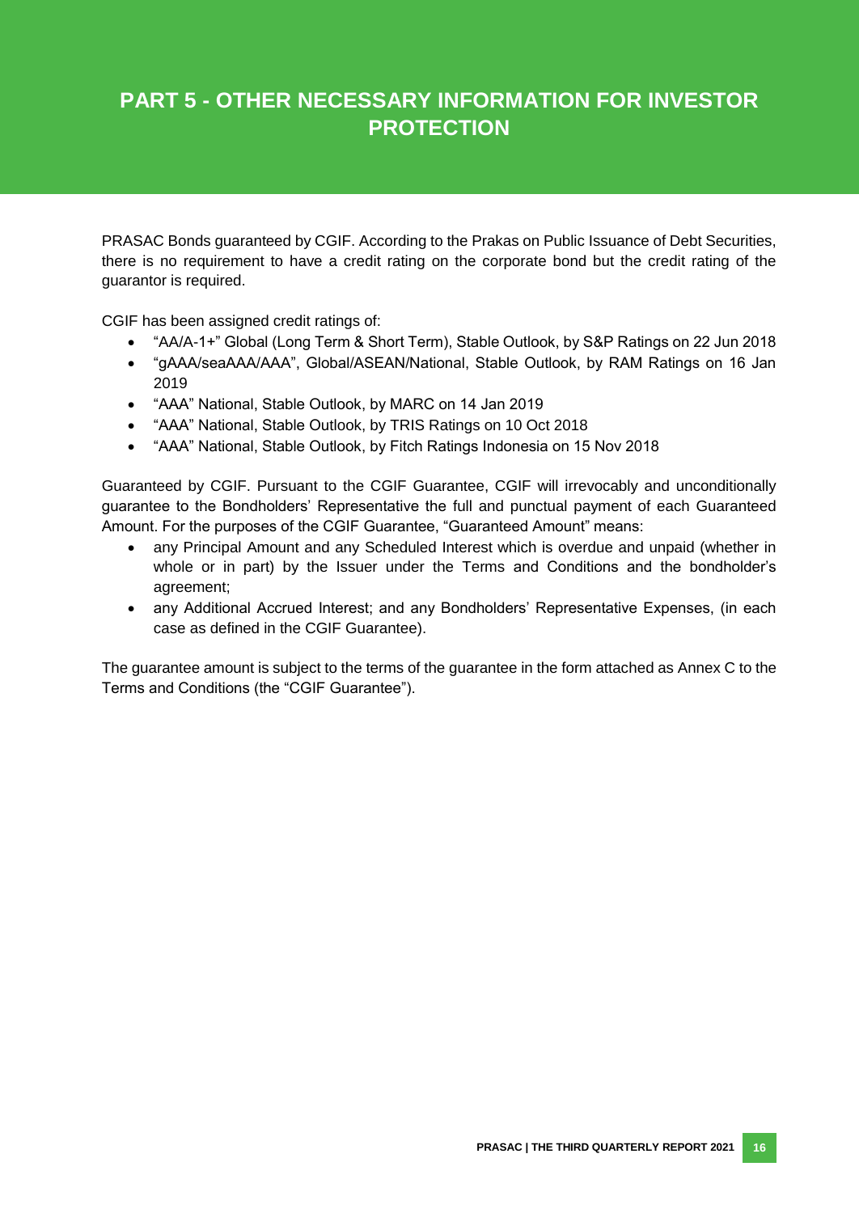# PART 5 - OTHER NECESSARY INFORMATION FOR INVESTOR PROTECTION

PRASAC Bonds guaranteed by CGIF. According to the Prakas on Public Issuance of Debt Securities, there is no requirement to have a credit rating on the corporate bond but the credit rating of the guarantor is required.

CGIF has been assigned credit ratings of:

- "AA/A-1+" Global (Long Term & Short Term), Stable Outlook, by S&P Ratings on 22 Jun 2018
- "gAAA/seaAAA/AAA", Global/ASEAN/National, Stable Outlook, by RAM Ratings on 16 Jan 2019
- "AAA" National, Stable Outlook, by MARC on 14 Jan 2019
- "AAA" National, Stable Outlook, by TRIS Ratings on 10 Oct 2018
- "AAA" National, Stable Outlook, by Fitch Ratings Indonesia on 15 Nov 2018

Guaranteed by CGIF. Pursuant to the CGIF Guarantee, CGIF will irrevocably and unconditionally guarantee to the Bondholders' Representative the full and punctual payment of each Guaranteed Amount. For the purposes of the CGIF Guarantee, "Guaranteed Amount" means:

- any Principal Amount and any Scheduled Interest which is overdue and unpaid (whether in whole or in part) by the Issuer under the Terms and Conditions and the bondholder's agreement;
- any Additional Accrued Interest; and any Bondholders' Representative Expenses, (in each case as defined in the CGIF Guarantee).

The guarantee amount is subject to the terms of the guarantee in the form attached as Annex C to the Terms and Conditions (the "CGIF Guarantee").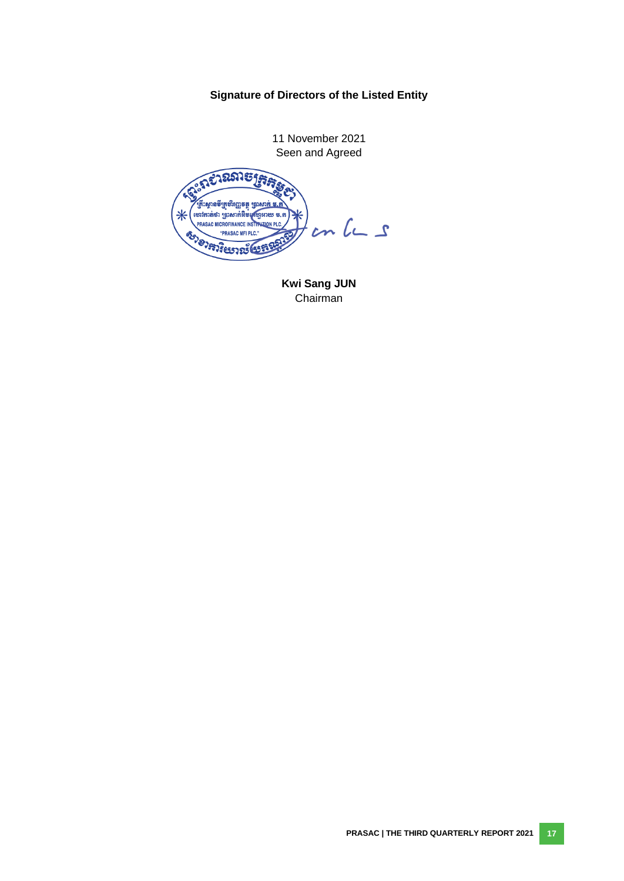**Signature of Directors of the Listed Entity**

11 November 2021

Seen and Agreed

**Kwi Sang JUN**

Chairman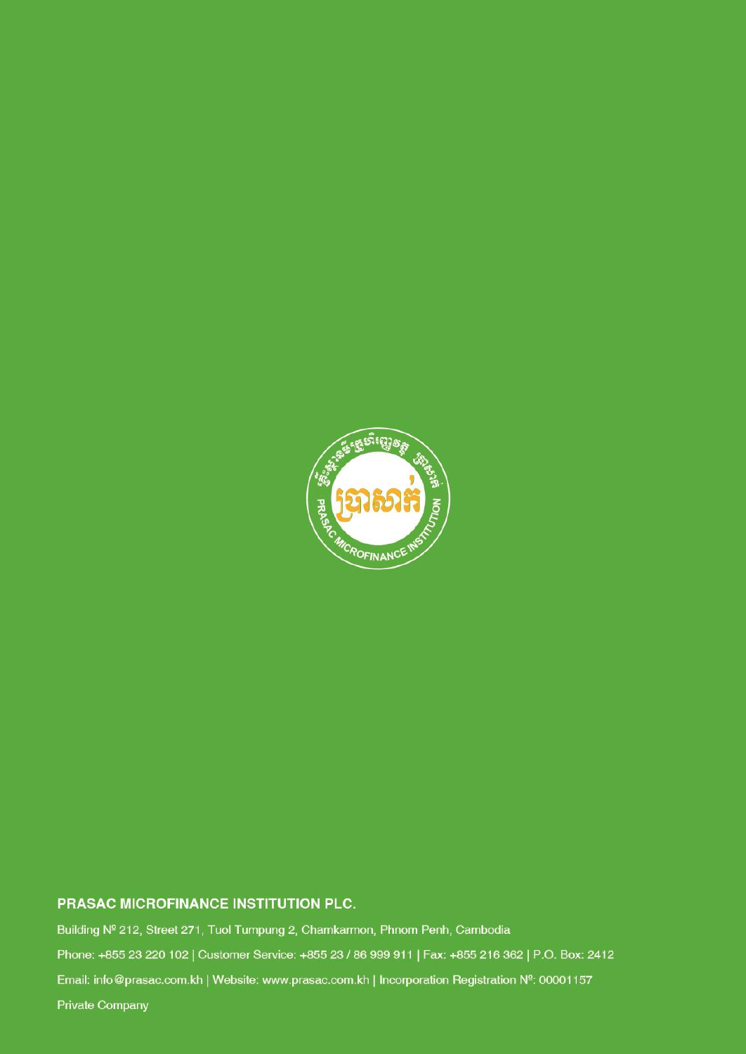**PRASAC MICROFINANCE INSTITUTION PLC.**

Building Nº 212, Street 271, Tuol Tumpung 2, Chamkarmon, Phnom Penh, Cambodia

Phone: +855 23 220 102 | Customer Service: +855 23 / 86 999 911 | Fax: +855 216 362 | P.O. Box: 2412

Email: info@prasac.com.kh | Website: www.prasac.com.kh | Incorporation Registration Nº: 00001157

Private Company